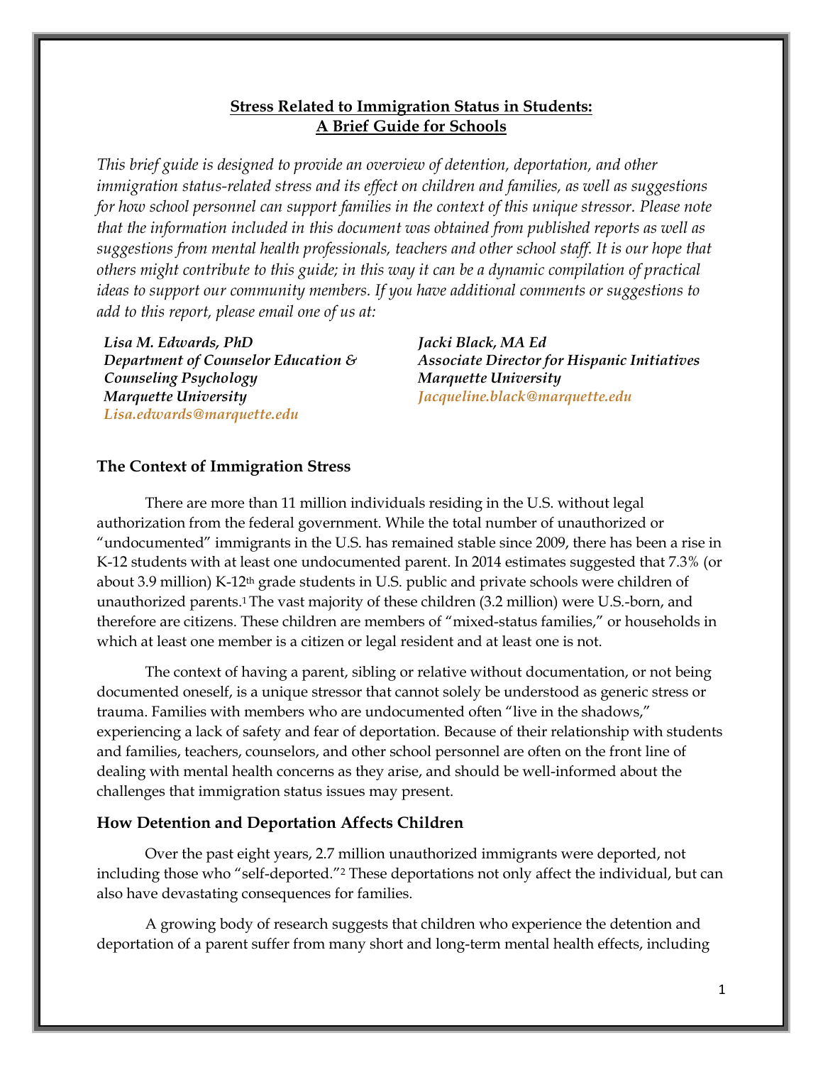# Stress Related to Immigration Status in Students: A Brief Guide for Schools

*This brief guide is designed to provide an overview of detention, deportation, and other immigration status-related stress and its effect on children and families, as well as suggestions for how school personnel can support families in the context of this unique stressor. Please note that the information included in this document was obtained from published reports as well as suggestions from mental health professionals, teachers and other school staff. It is our hope that others might contribute to this guide; in this way it can be a dynamic compilation of practical ideas to support our community members. If you have additional comments or suggestions to add to this report, please email one of us at:*

***Lisa M. Edwards, PhD***
***Department of Counselor Education & Counseling Psychology***
***Marquette University***
***Lisa.edwards@marquette.edu***

***Jacki Black, MA Ed***
***Associate Director for Hispanic Initiatives***
***Marquette University***
***Jacqueline.black@marquette.edu***

## The Context of Immigration Stress

There are more than 11 million individuals residing in the U.S. without legal authorization from the federal government. While the total number of unauthorized or "undocumented" immigrants in the U.S. has remained stable since 2009, there has been a rise in K-12 students with at least one undocumented parent. In 2014 estimates suggested that 7.3% (or about 3.9 million) K-12th grade students in U.S. public and private schools were children of unauthorized parents.[1] The vast majority of these children (3.2 million) were U.S.-born, and therefore are citizens. These children are members of "mixed-status families," or households in which at least one member is a citizen or legal resident and at least one is not.

The context of having a parent, sibling or relative without documentation, or not being documented oneself, is a unique stressor that cannot solely be understood as generic stress or trauma. Families with members who are undocumented often "live in the shadows," experiencing a lack of safety and fear of deportation. Because of their relationship with students and families, teachers, counselors, and other school personnel are often on the front line of dealing with mental health concerns as they arise, and should be well-informed about the challenges that immigration status issues may present.

## How Detention and Deportation Affects Children

Over the past eight years, 2.7 million unauthorized immigrants were deported, not including those who "self-deported."[2] These deportations not only affect the individual, but can also have devastating consequences for families.

A growing body of research suggests that children who experience the detention and deportation of a parent suffer from many short and long-term mental health effects, including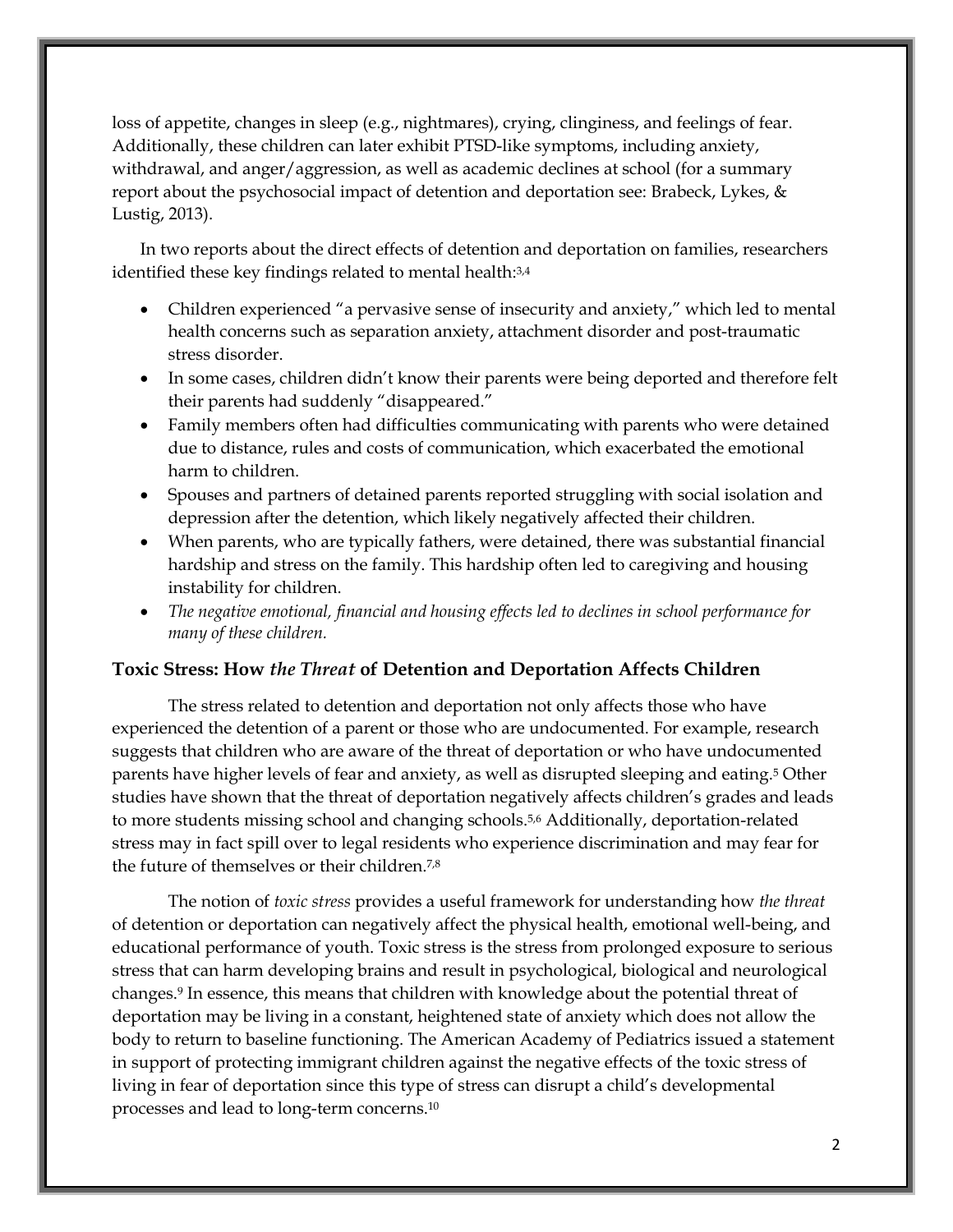loss of appetite, changes in sleep (e.g., nightmares), crying, clinginess, and feelings of fear. Additionally, these children can later exhibit PTSD-like symptoms, including anxiety, withdrawal, and anger/aggression, as well as academic declines at school (for a summary report about the psychosocial impact of detention and deportation see: Brabeck, Lykes, & Lustig, 2013).

In two reports about the direct effects of detention and deportation on families, researchers identified these key findings related to mental health:[3,4]

- Children experienced "a pervasive sense of insecurity and anxiety," which led to mental health concerns such as separation anxiety, attachment disorder and post-traumatic stress disorder.
- In some cases, children didn't know their parents were being deported and therefore felt their parents had suddenly "disappeared."
- Family members often had difficulties communicating with parents who were detained due to distance, rules and costs of communication, which exacerbated the emotional harm to children.
- Spouses and partners of detained parents reported struggling with social isolation and depression after the detention, which likely negatively affected their children.
- When parents, who are typically fathers, were detained, there was substantial financial hardship and stress on the family. This hardship often led to caregiving and housing instability for children.
- *The negative emotional, financial and housing effects led to declines in school performance for many of these children.*

### Toxic Stress: How *the Threat* of Detention and Deportation Affects Children

The stress related to detention and deportation not only affects those who have experienced the detention of a parent or those who are undocumented. For example, research suggests that children who are aware of the threat of deportation or who have undocumented parents have higher levels of fear and anxiety, as well as disrupted sleeping and eating.[5] Other studies have shown that the threat of deportation negatively affects children's grades and leads to more students missing school and changing schools.[5,6] Additionally, deportation-related stress may in fact spill over to legal residents who experience discrimination and may fear for the future of themselves or their children.[7,8]

The notion of *toxic stress* provides a useful framework for understanding how *the threat* of detention or deportation can negatively affect the physical health, emotional well-being, and educational performance of youth. Toxic stress is the stress from prolonged exposure to serious stress that can harm developing brains and result in psychological, biological and neurological changes.[9] In essence, this means that children with knowledge about the potential threat of deportation may be living in a constant, heightened state of anxiety which does not allow the body to return to baseline functioning. The American Academy of Pediatrics issued a statement in support of protecting immigrant children against the negative effects of the toxic stress of living in fear of deportation since this type of stress can disrupt a child's developmental processes and lead to long-term concerns.[10]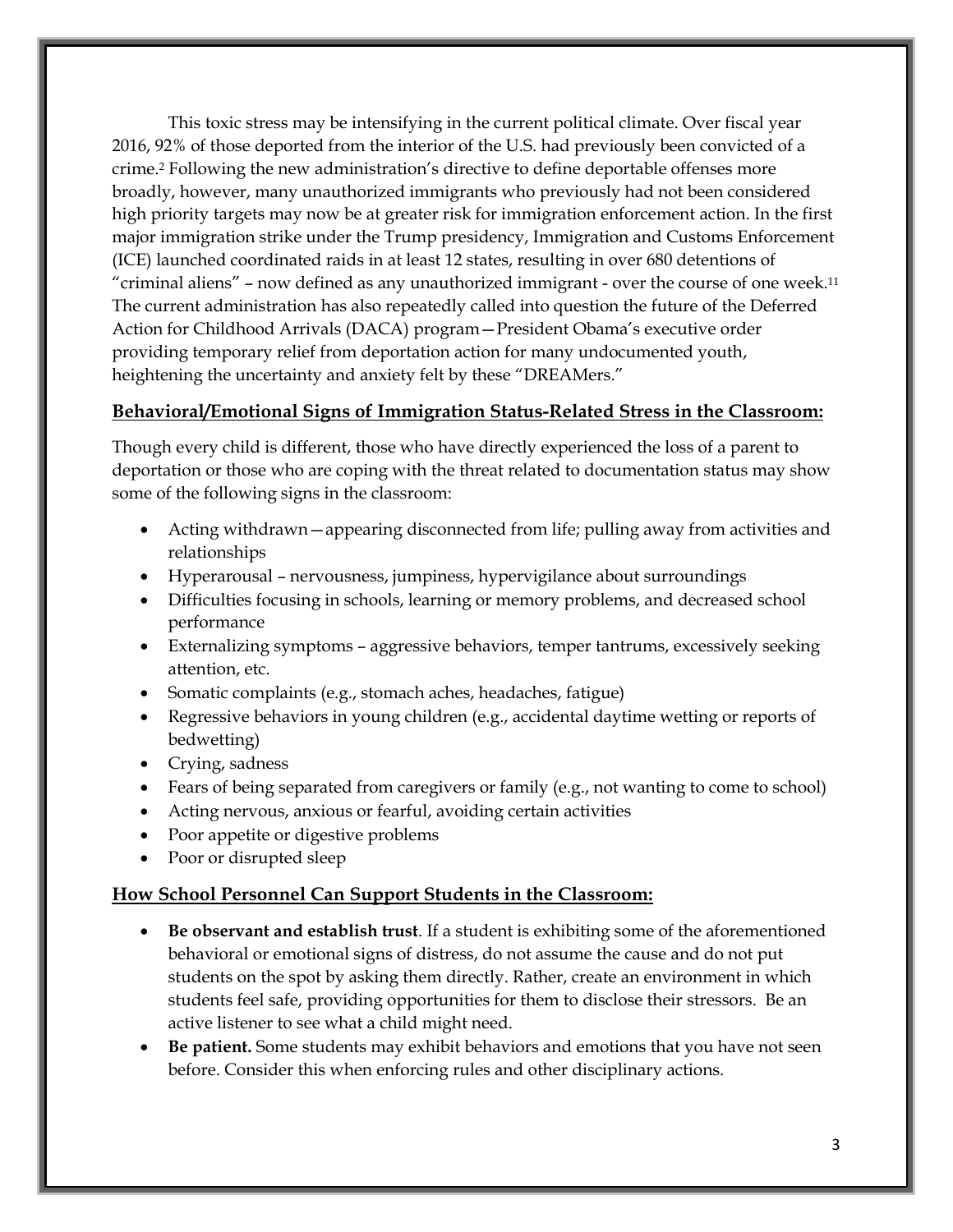This toxic stress may be intensifying in the current political climate. Over fiscal year 2016, 92% of those deported from the interior of the U.S. had previously been convicted of a crime.[2] Following the new administration's directive to define deportable offenses more broadly, however, many unauthorized immigrants who previously had not been considered high priority targets may now be at greater risk for immigration enforcement action. In the first major immigration strike under the Trump presidency, Immigration and Customs Enforcement (ICE) launched coordinated raids in at least 12 states, resulting in over 680 detentions of "criminal aliens" – now defined as any unauthorized immigrant - over the course of one week.[11] The current administration has also repeatedly called into question the future of the Deferred Action for Childhood Arrivals (DACA) program—President Obama's executive order providing temporary relief from deportation action for many undocumented youth, heightening the uncertainty and anxiety felt by these "DREAMers."

## Behavioral/Emotional Signs of Immigration Status-Related Stress in the Classroom:

Though every child is different, those who have directly experienced the loss of a parent to deportation or those who are coping with the threat related to documentation status may show some of the following signs in the classroom:

- Acting withdrawn—appearing disconnected from life; pulling away from activities and relationships
- Hyperarousal – nervousness, jumpiness, hypervigilance about surroundings
- Difficulties focusing in schools, learning or memory problems, and decreased school performance
- Externalizing symptoms – aggressive behaviors, temper tantrums, excessively seeking attention, etc.
- Somatic complaints (e.g., stomach aches, headaches, fatigue)
- Regressive behaviors in young children (e.g., accidental daytime wetting or reports of bedwetting)
- Crying, sadness
- Fears of being separated from caregivers or family (e.g., not wanting to come to school)
- Acting nervous, anxious or fearful, avoiding certain activities
- Poor appetite or digestive problems
- Poor or disrupted sleep

## How School Personnel Can Support Students in the Classroom:

- **Be observant and establish trust**. If a student is exhibiting some of the aforementioned behavioral or emotional signs of distress, do not assume the cause and do not put students on the spot by asking them directly. Rather, create an environment in which students feel safe, providing opportunities for them to disclose their stressors. Be an active listener to see what a child might need.
- **Be patient.** Some students may exhibit behaviors and emotions that you have not seen before. Consider this when enforcing rules and other disciplinary actions.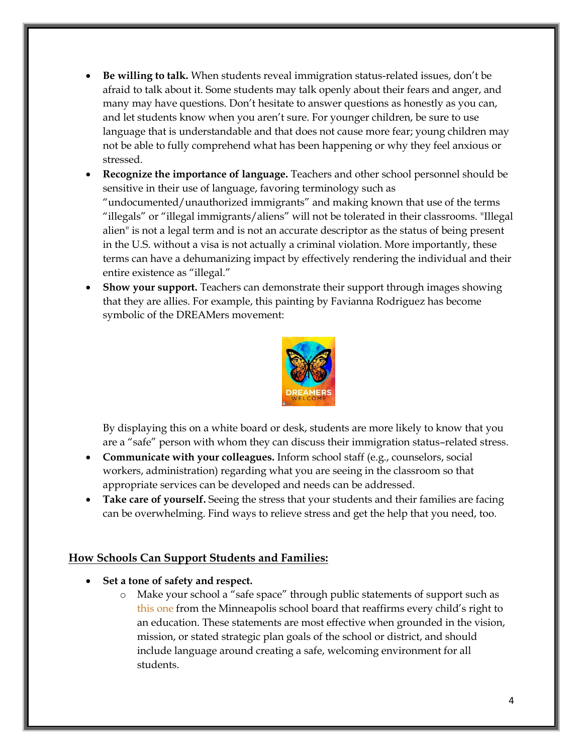- **Be willing to talk.** When students reveal immigration status-related issues, don't be afraid to talk about it. Some students may talk openly about their fears and anger, and many may have questions. Don't hesitate to answer questions as honestly as you can, and let students know when you aren't sure. For younger children, be sure to use language that is understandable and that does not cause more fear; young children may not be able to fully comprehend what has been happening or why they feel anxious or stressed.
- **Recognize the importance of language.** Teachers and other school personnel should be sensitive in their use of language, favoring terminology such as "undocumented/unauthorized immigrants" and making known that use of the terms "illegals" or "illegal immigrants/aliens" will not be tolerated in their classrooms. "Illegal alien" is not a legal term and is not an accurate descriptor as the status of being present in the U.S. without a visa is not actually a criminal violation. More importantly, these terms can have a dehumanizing impact by effectively rendering the individual and their entire existence as "illegal."
- **Show your support.** Teachers can demonstrate their support through images showing that they are allies. For example, this painting by Favianna Rodriguez has become symbolic of the DREAMers movement:

  By displaying this on a white board or desk, students are more likely to know that you are a "safe" person with whom they can discuss their immigration status–related stress.
- **Communicate with your colleagues.** Inform school staff (e.g., counselors, social workers, administration) regarding what you are seeing in the classroom so that appropriate services can be developed and needs can be addressed.
- **Take care of yourself.** Seeing the stress that your students and their families are facing can be overwhelming. Find ways to relieve stress and get the help that you need, too.

## How Schools Can Support Students and Families:

- **Set a tone of safety and respect.**
  - Make your school a "safe space" through public statements of support such as this one from the Minneapolis school board that reaffirms every child's right to an education. These statements are most effective when grounded in the vision, mission, or stated strategic plan goals of the school or district, and should include language around creating a safe, welcoming environment for all students.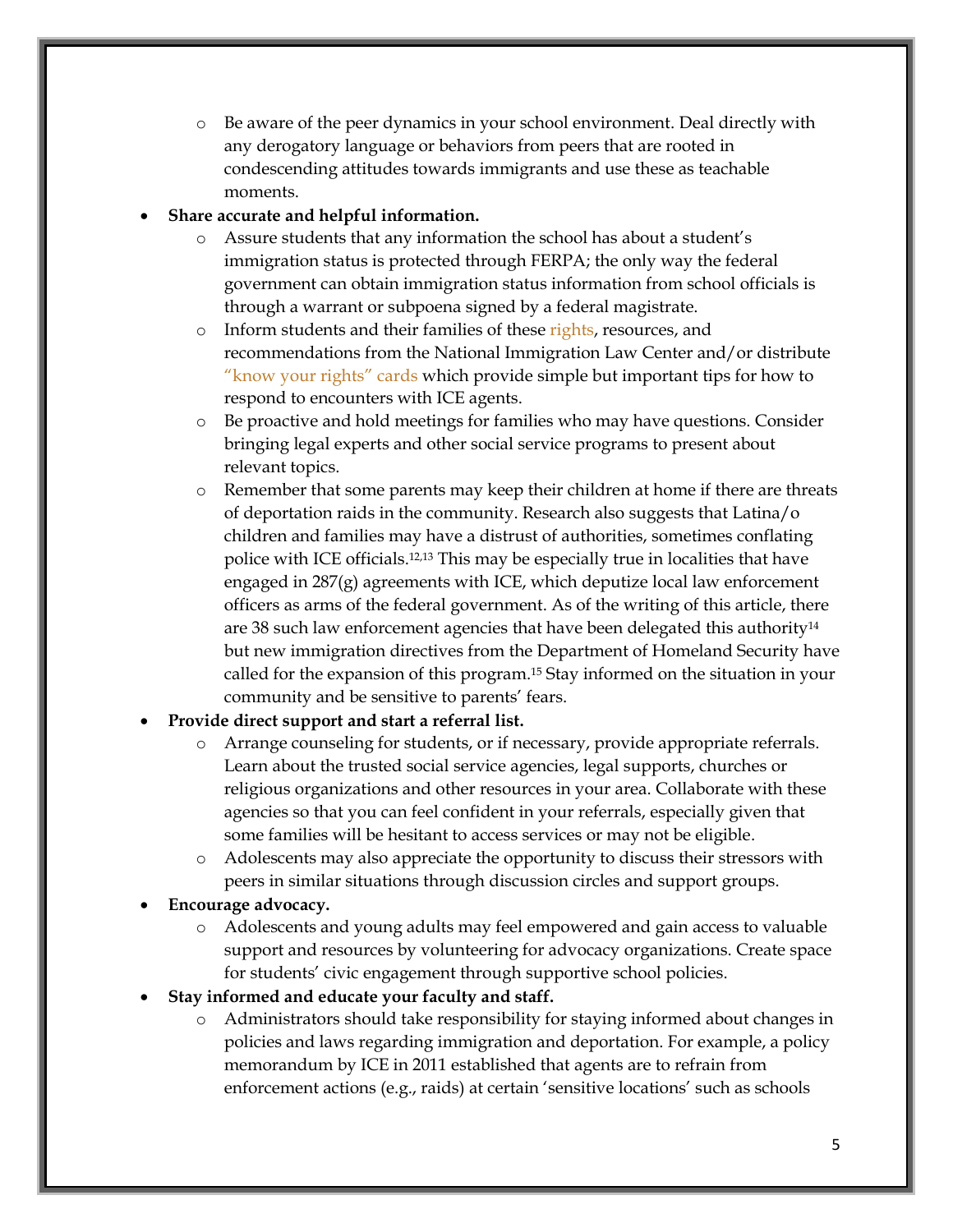- Be aware of the peer dynamics in your school environment. Deal directly with any derogatory language or behaviors from peers that are rooted in condescending attitudes towards immigrants and use these as teachable moments.
- **Share accurate and helpful information.**
  - Assure students that any information the school has about a student's immigration status is protected through FERPA; the only way the federal government can obtain immigration status information from school officials is through a warrant or subpoena signed by a federal magistrate.
  - Inform students and their families of these rights, resources, and recommendations from the National Immigration Law Center and/or distribute "know your rights" cards which provide simple but important tips for how to respond to encounters with ICE agents.
  - Be proactive and hold meetings for families who may have questions. Consider bringing legal experts and other social service programs to present about relevant topics.
  - Remember that some parents may keep their children at home if there are threats of deportation raids in the community. Research also suggests that Latina/o children and families may have a distrust of authorities, sometimes conflating police with ICE officials.[12,13] This may be especially true in localities that have engaged in 287(g) agreements with ICE, which deputize local law enforcement officers as arms of the federal government. As of the writing of this article, there are 38 such law enforcement agencies that have been delegated this authority[14] but new immigration directives from the Department of Homeland Security have called for the expansion of this program.[15] Stay informed on the situation in your community and be sensitive to parents' fears.
- **Provide direct support and start a referral list.**
  - Arrange counseling for students, or if necessary, provide appropriate referrals. Learn about the trusted social service agencies, legal supports, churches or religious organizations and other resources in your area. Collaborate with these agencies so that you can feel confident in your referrals, especially given that some families will be hesitant to access services or may not be eligible.
  - Adolescents may also appreciate the opportunity to discuss their stressors with peers in similar situations through discussion circles and support groups.
- **Encourage advocacy.**
  - Adolescents and young adults may feel empowered and gain access to valuable support and resources by volunteering for advocacy organizations. Create space for students' civic engagement through supportive school policies.
- **Stay informed and educate your faculty and staff.**
  - Administrators should take responsibility for staying informed about changes in policies and laws regarding immigration and deportation. For example, a policy memorandum by ICE in 2011 established that agents are to refrain from enforcement actions (e.g., raids) at certain 'sensitive locations' such as schools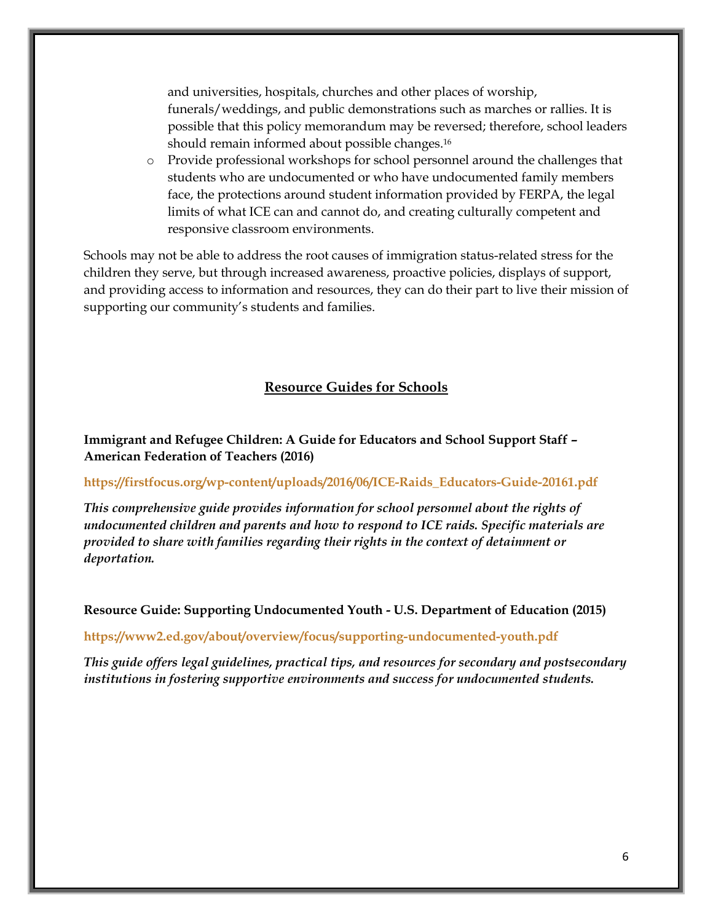and universities, hospitals, churches and other places of worship, funerals/weddings, and public demonstrations such as marches or rallies. It is possible that this policy memorandum may be reversed; therefore, school leaders should remain informed about possible changes.[16]

- Provide professional workshops for school personnel around the challenges that students who are undocumented or who have undocumented family members face, the protections around student information provided by FERPA, the legal limits of what ICE can and cannot do, and creating culturally competent and responsive classroom environments.

Schools may not be able to address the root causes of immigration status-related stress for the children they serve, but through increased awareness, proactive policies, displays of support, and providing access to information and resources, they can do their part to live their mission of supporting our community's students and families.

## Resource Guides for Schools

**Immigrant and Refugee Children: A Guide for Educators and School Support Staff – American Federation of Teachers (2016)**

**https://firstfocus.org/wp-content/uploads/2016/06/ICE-Raids_Educators-Guide-20161.pdf**

***This comprehensive guide provides information for school personnel about the rights of undocumented children and parents and how to respond to ICE raids. Specific materials are provided to share with families regarding their rights in the context of detainment or deportation.***

**Resource Guide: Supporting Undocumented Youth - U.S. Department of Education (2015)**

**https://www2.ed.gov/about/overview/focus/supporting-undocumented-youth.pdf**

***This guide offers legal guidelines, practical tips, and resources for secondary and postsecondary institutions in fostering supportive environments and success for undocumented students.***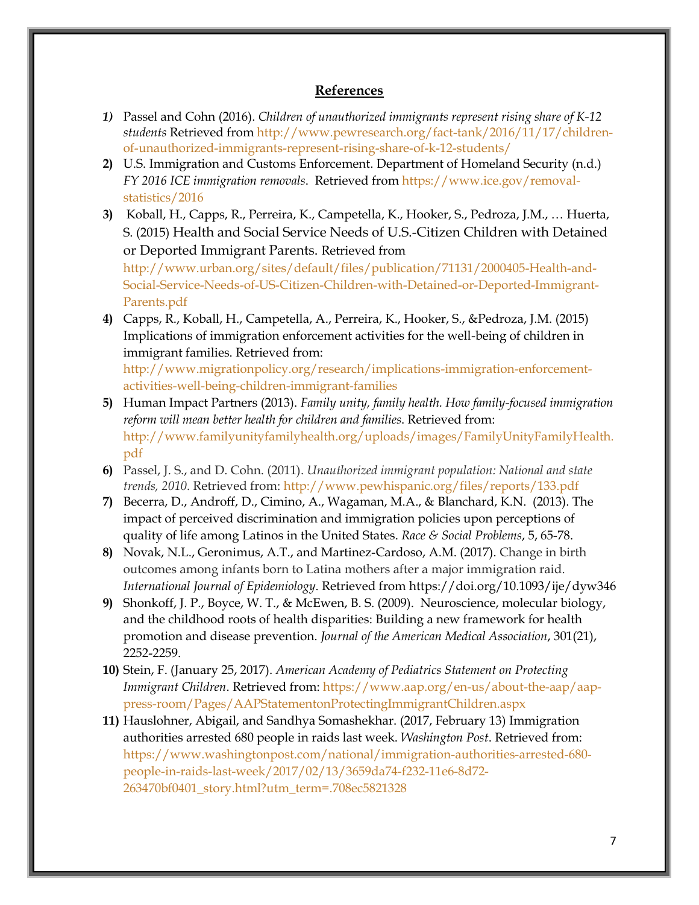## References

1) Passel and Cohn (2016). *Children of unauthorized immigrants represent rising share of K-12 students* Retrieved from http://www.pewresearch.org/fact-tank/2016/11/17/children-of-unauthorized-immigrants-represent-rising-share-of-k-12-students/
2) U.S. Immigration and Customs Enforcement. Department of Homeland Security (n.d.) *FY 2016 ICE immigration removals*. Retrieved from https://www.ice.gov/removal-statistics/2016
3) Koball, H., Capps, R., Perreira, K., Campetella, K., Hooker, S., Pedroza, J.M., … Huerta, S. (2015) Health and Social Service Needs of U.S.-Citizen Children with Detained or Deported Immigrant Parents. Retrieved from http://www.urban.org/sites/default/files/publication/71131/2000405-Health-and-Social-Service-Needs-of-US-Citizen-Children-with-Detained-or-Deported-Immigrant-Parents.pdf
4) Capps, R., Koball, H., Campetella, A., Perreira, K., Hooker, S., &Pedroza, J.M. (2015) Implications of immigration enforcement activities for the well-being of children in immigrant families. Retrieved from: http://www.migrationpolicy.org/research/implications-immigration-enforcement-activities-well-being-children-immigrant-families
5) Human Impact Partners (2013). *Family unity, family health. How family-focused immigration reform will mean better health for children and families*. Retrieved from: http://www.familyunityfamilyhealth.org/uploads/images/FamilyUnityFamilyHealth.pdf
6) Passel, J. S., and D. Cohn. (2011). *Unauthorized immigrant population: National and state trends, 2010*. Retrieved from: http://www.pewhispanic.org/files/reports/133.pdf
7) Becerra, D., Androff, D., Cimino, A., Wagaman, M.A., & Blanchard, K.N. (2013). The impact of perceived discrimination and immigration policies upon perceptions of quality of life among Latinos in the United States. *Race & Social Problems*, 5, 65-78.
8) Novak, N.L., Geronimus, A.T., and Martinez-Cardoso, A.M. (2017). Change in birth outcomes among infants born to Latina mothers after a major immigration raid. *International Journal of Epidemiology*. Retrieved from https://doi.org/10.1093/ije/dyw346
9) Shonkoff, J. P., Boyce, W. T., & McEwen, B. S. (2009). Neuroscience, molecular biology, and the childhood roots of health disparities: Building a new framework for health promotion and disease prevention. *Journal of the American Medical Association*, 301(21), 2252-2259.
10) Stein, F. (January 25, 2017). *American Academy of Pediatrics Statement on Protecting Immigrant Children*. Retrieved from: https://www.aap.org/en-us/about-the-aap/aap-press-room/Pages/AAPStatementonProtectingImmigrantChildren.aspx
11) Hauslohner, Abigail, and Sandhya Somashekhar. (2017, February 13) Immigration authorities arrested 680 people in raids last week. *Washington Post*. Retrieved from: https://www.washingtonpost.com/national/immigration-authorities-arrested-680-people-in-raids-last-week/2017/02/13/3659da74-f232-11e6-8d72-263470bf0401_story.html?utm_term=.708ec5821328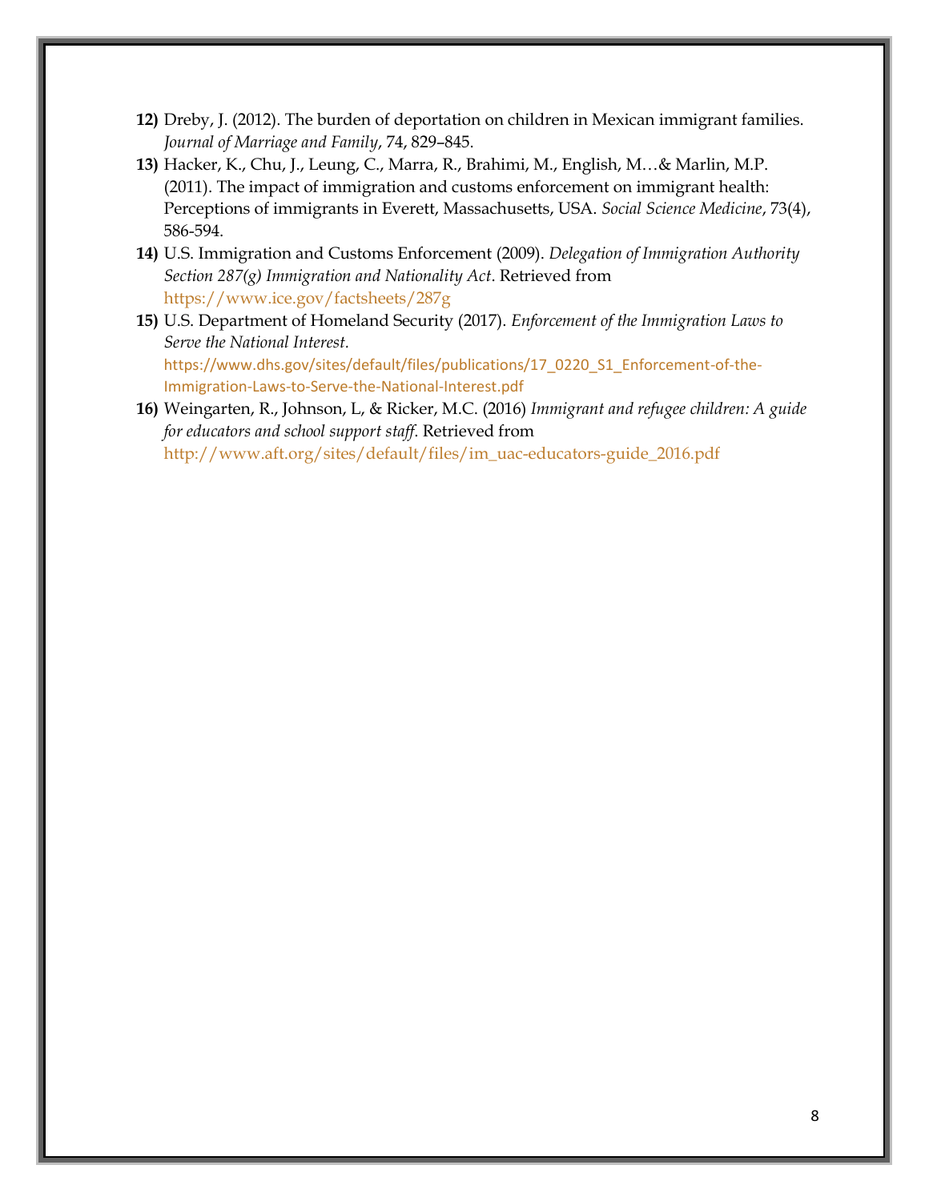12) Dreby, J. (2012). The burden of deportation on children in Mexican immigrant families. *Journal of Marriage and Family*, 74, 829–845.

13) Hacker, K., Chu, J., Leung, C., Marra, R., Brahimi, M., English, M…& Marlin, M.P. (2011). The impact of immigration and customs enforcement on immigrant health: Perceptions of immigrants in Everett, Massachusetts, USA. *Social Science Medicine*, 73(4), 586-594.

14) U.S. Immigration and Customs Enforcement (2009). *Delegation of Immigration Authority Section 287(g) Immigration and Nationality Act*. Retrieved from https://www.ice.gov/factsheets/287g

15) U.S. Department of Homeland Security (2017). *Enforcement of the Immigration Laws to Serve the National Interest.* https://www.dhs.gov/sites/default/files/publications/17_0220_S1_Enforcement-of-the-Immigration-Laws-to-Serve-the-National-Interest.pdf

16) Weingarten, R., Johnson, L, & Ricker, M.C. (2016) *Immigrant and refugee children: A guide for educators and school support staff*. Retrieved from http://www.aft.org/sites/default/files/im_uac-educators-guide_2016.pdf